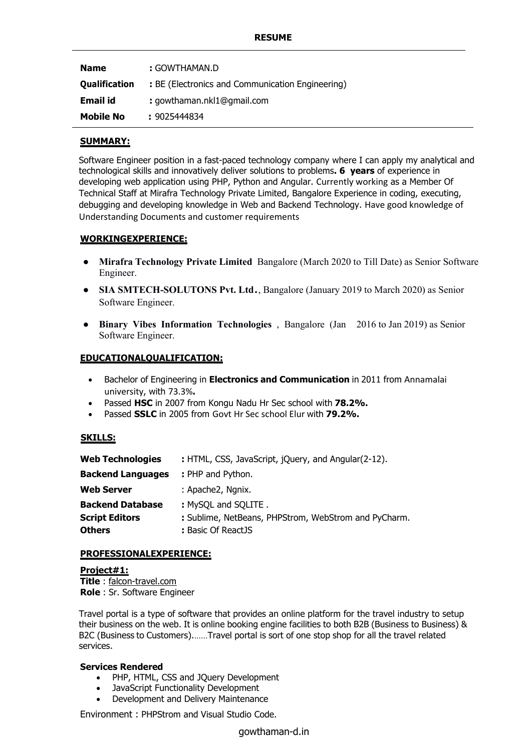# RESUME

| | |
|---|---|
| **Name** | **:** GOWTHAMAN.D |
| **Qualification** | **:** BE (Electronics and Communication Engineering) |
| **Email id** | **:** gowthaman.nkl1@gmail.com |
| **Mobile No** | **:** 9025444834 |

## SUMMARY:

Software Engineer position in a fast-paced technology company where I can apply my analytical and technological skills and innovatively deliver solutions to problems**. 6 years** of experience in developing web application using PHP, Python and Angular. Currently working as a Member Of Technical Staff at Mirafra Technology Private Limited, Bangalore Experience in coding, executing, debugging and developing knowledge in Web and Backend Technology. Have good knowledge of Understanding Documents and customer requirements

## WORKINGEXPERIENCE:

- **Mirafra Technology Private Limited** Bangalore (March 2020 to Till Date) as Senior Software Engineer.
- **SIA SMTECH-SOLUTONS Pvt. Ltd.**, Bangalore (January 2019 to March 2020) as Senior Software Engineer.
- **Binary Vibes Information Technologies** , Bangalore (Jan 2016 to Jan 2019) as Senior Software Engineer.

## EDUCATIONALQUALIFICATION:

- Bachelor of Engineering in **Electronics and Communication** in 2011 from Annamalai university, with 73.3%**.**
- Passed **HSC** in 2007 from Kongu Nadu Hr Sec school with **78.2%.**
- Passed **SSLC** in 2005 from Govt Hr Sec school Elur with **79.2%.**

## SKILLS:

| | |
|---|---|
| **Web Technologies** | **:** HTML, CSS, JavaScript, jQuery, and Angular(2-12). |
| **Backend Languages** | **:** PHP and Python. |
| **Web Server** | : Apache2, Ngnix. |
| **Backend Database** | **:** MySQL and SQLITE . |
| **Script Editors** | **:** Sublime, NetBeans, PHPStrom, WebStrom and PyCharm. |
| **Others** | **:** Basic Of ReactJS |

## PROFESSIONALEXPERIENCE:

**Project#1:**
**Title** : falcon-travel.com
**Role** : Sr. Software Engineer

Travel portal is a type of software that provides an online platform for the travel industry to setup their business on the web. It is online booking engine facilities to both B2B (Business to Business) & B2C (Business to Customers)……Travel portal is sort of one stop shop for all the travel related services.

**Services Rendered**

- PHP, HTML, CSS and JQuery Development
- JavaScript Functionality Development
- Development and Delivery Maintenance

Environment : PHPStrom and Visual Studio Code.

gowthaman-d.in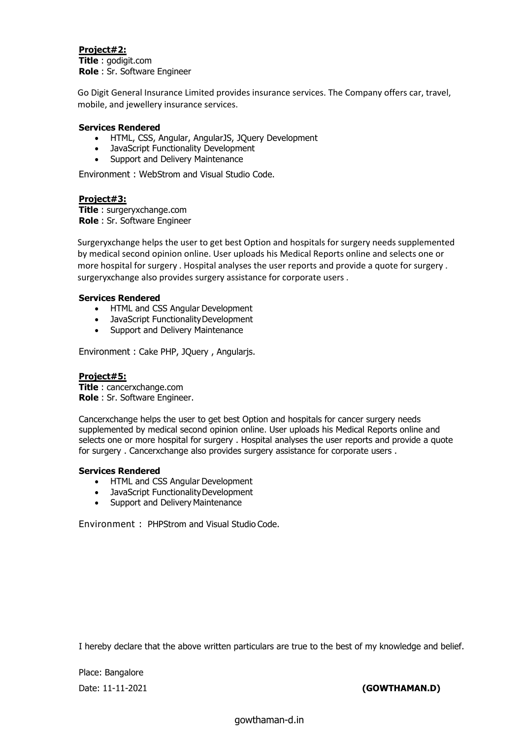**Project#2:**
**Title** : godigit.com
**Role** : Sr. Software Engineer

Go Digit General Insurance Limited provides insurance services. The Company offers car, travel, mobile, and jewellery insurance services.

**Services Rendered**

- HTML, CSS, Angular, AngularJS, JQuery Development
- JavaScript Functionality Development
- Support and Delivery Maintenance

Environment : WebStrom and Visual Studio Code.

**Project#3:**
**Title** : surgeryxchange.com
**Role** : Sr. Software Engineer

Surgeryxchange helps the user to get best Option and hospitals for surgery needs supplemented by medical second opinion online. User uploads his Medical Reports online and selects one or more hospital for surgery . Hospital analyses the user reports and provide a quote for surgery . surgeryxchange also provides surgery assistance for corporate users .

**Services Rendered**

- HTML and CSS Angular Development
- JavaScript Functionality Development
- Support and Delivery Maintenance

Environment : Cake PHP, JQuery , Angularjs.

**Project#5:**
**Title** : cancerxchange.com
**Role** : Sr. Software Engineer.

Cancerxchange helps the user to get best Option and hospitals for cancer surgery needs supplemented by medical second opinion online. User uploads his Medical Reports online and selects one or more hospital for surgery . Hospital analyses the user reports and provide a quote for surgery . Cancerxchange also provides surgery assistance for corporate users .

**Services Rendered**

- HTML and CSS Angular Development
- JavaScript Functionality Development
- Support and Delivery Maintenance

Environment : PHPStrom and Visual Studio Code.

I hereby declare that the above written particulars are true to the best of my knowledge and belief.

Place: Bangalore

Date: 11-11-2021 **(GOWTHAMAN.D)**

gowthaman-d.in